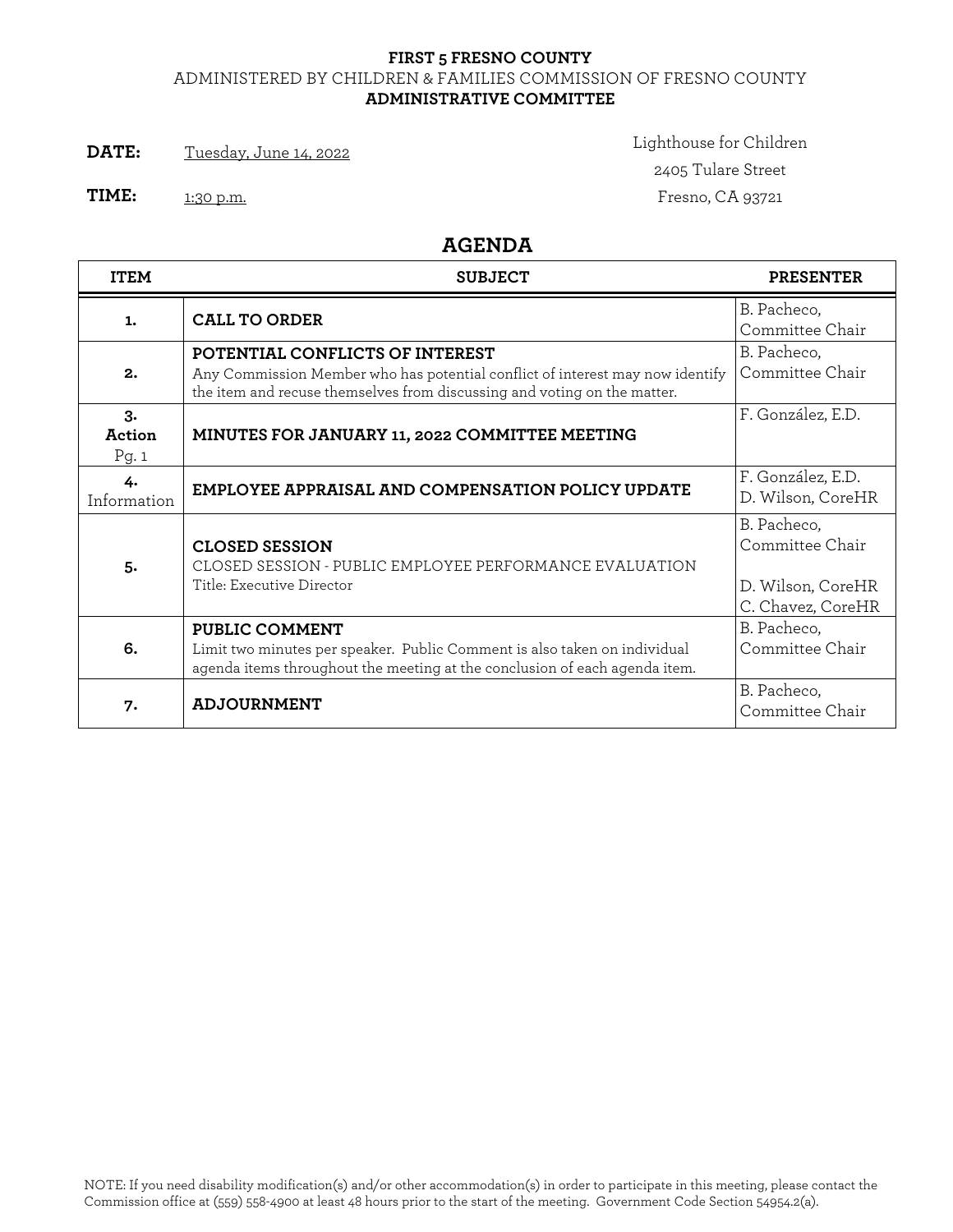**FIRST 5 FRESNO COUNTY**
ADMINISTERED BY CHILDREN & FAMILIES COMMISSION OF FRESNO COUNTY
**ADMINISTRATIVE COMMITTEE**

**DATE:** Tuesday, June 14, 2022

**TIME:** 1:30 p.m.

Lighthouse for Children
2405 Tulare Street
Fresno, CA 93721

## AGENDA

| ITEM | SUBJECT | PRESENTER |
|---|---|---|
| 1. | **CALL TO ORDER** | B. Pacheco, Committee Chair |
| 2. | **POTENTIAL CONFLICTS OF INTEREST** Any Commission Member who has potential conflict of interest may now identify the item and recuse themselves from discussing and voting on the matter. | B. Pacheco, Committee Chair |
| 3. **Action** Pg. 1 | **MINUTES FOR JANUARY 11, 2022 COMMITTEE MEETING** | F. González, E.D. |
| 4. Information | **EMPLOYEE APPRAISAL AND COMPENSATION POLICY UPDATE** | F. González, E.D. D. Wilson, CoreHR |
| 5. | **CLOSED SESSION** CLOSED SESSION - PUBLIC EMPLOYEE PERFORMANCE EVALUATION Title: Executive Director | B. Pacheco, Committee Chair D. Wilson, CoreHR C. Chavez, CoreHR |
| 6. | **PUBLIC COMMENT** Limit two minutes per speaker. Public Comment is also taken on individual agenda items throughout the meeting at the conclusion of each agenda item. | B. Pacheco, Committee Chair |
| 7. | **ADJOURNMENT** | B. Pacheco, Committee Chair |

NOTE: If you need disability modification(s) and/or other accommodation(s) in order to participate in this meeting, please contact the Commission office at (559) 558-4900 at least 48 hours prior to the start of the meeting. Government Code Section 54954.2(a).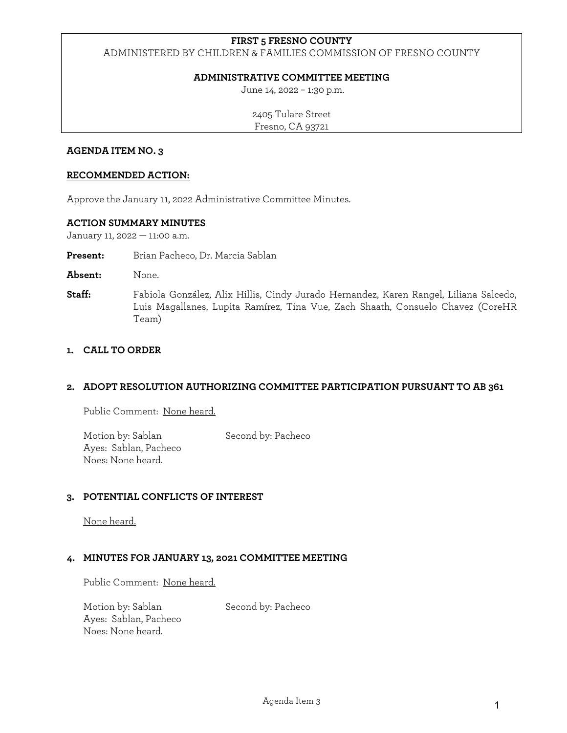**FIRST 5 FRESNO COUNTY**
ADMINISTERED BY CHILDREN & FAMILIES COMMISSION OF FRESNO COUNTY

**ADMINISTRATIVE COMMITTEE MEETING**
June 14, 2022 – 1:30 p.m.

2405 Tulare Street
Fresno, CA 93721

## AGENDA ITEM NO. 3

**RECOMMENDED ACTION:**

Approve the January 11, 2022 Administrative Committee Minutes.

### ACTION SUMMARY MINUTES

January 11, 2022 — 11:00 a.m.

**Present:** Brian Pacheco, Dr. Marcia Sablan

**Absent:** None.

**Staff:** Fabiola González, Alix Hillis, Cindy Jurado Hernandez, Karen Rangel, Liliana Salcedo, Luis Magallanes, Lupita Ramírez, Tina Vue, Zach Shaath, Consuelo Chavez (CoreHR Team)

1. **CALL TO ORDER**

2. **ADOPT RESOLUTION AUTHORIZING COMMITTEE PARTICIPATION PURSUANT TO AB 361**

   Public Comment: None heard.

   Motion by: Sablan    Second by: Pacheco
   Ayes: Sablan, Pacheco
   Noes: None heard.

3. **POTENTIAL CONFLICTS OF INTEREST**

   None heard.

4. **MINUTES FOR JANUARY 13, 2021 COMMITTEE MEETING**

   Public Comment: None heard.

   Motion by: Sablan    Second by: Pacheco
   Ayes: Sablan, Pacheco
   Noes: None heard.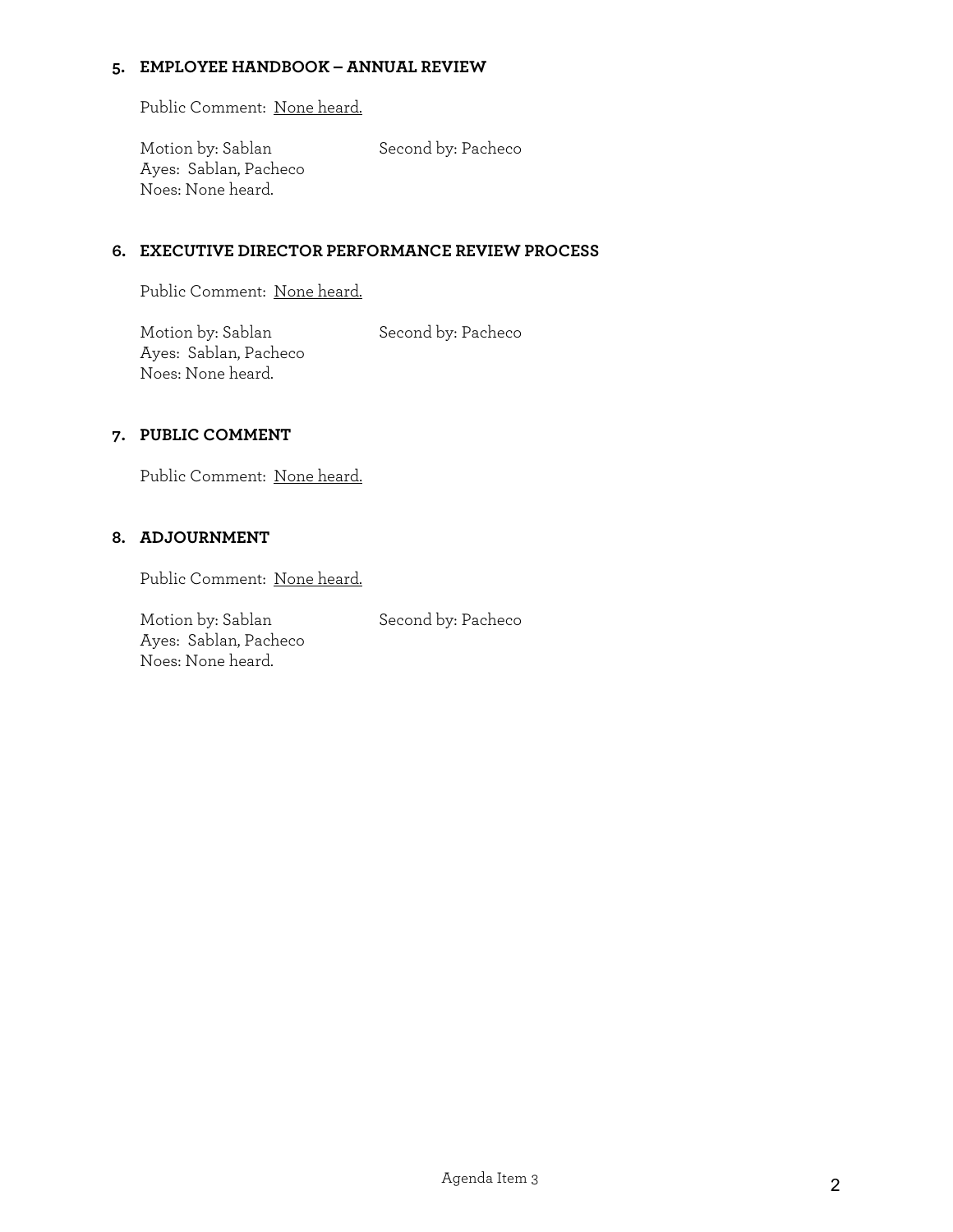### 5. EMPLOYEE HANDBOOK – ANNUAL REVIEW

Public Comment: None heard.

Motion by: Sablan Second by: Pacheco
Ayes: Sablan, Pacheco
Noes: None heard.

### 6. EXECUTIVE DIRECTOR PERFORMANCE REVIEW PROCESS

Public Comment: None heard.

Motion by: Sablan Second by: Pacheco
Ayes: Sablan, Pacheco
Noes: None heard.

### 7. PUBLIC COMMENT

Public Comment: None heard.

### 8. ADJOURNMENT

Public Comment: None heard.

Motion by: Sablan Second by: Pacheco
Ayes: Sablan, Pacheco
Noes: None heard.

Agenda Item 3